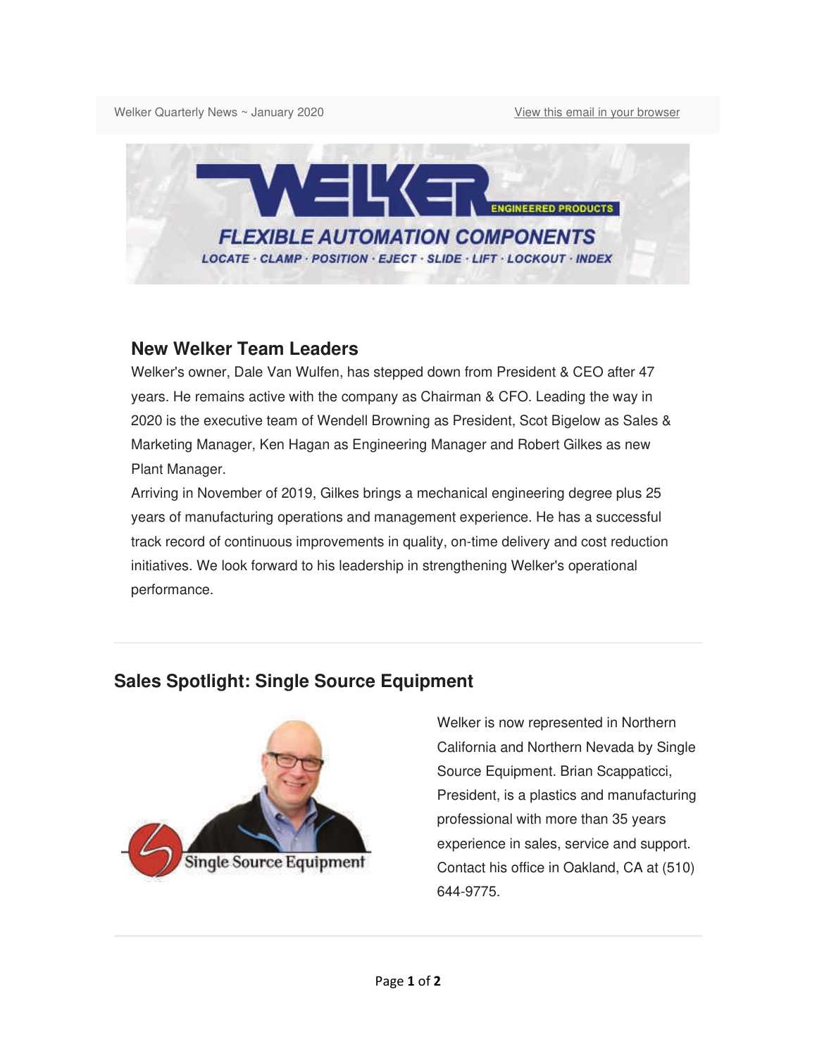Welker Quarterly News ~ January 2020

View this email in your browser

WELKER ENGINEERED PRODUCTS

FLEXIBLE AUTOMATION COMPONENTS

LOCATE · CLAMP · POSITION · EJECT · SLIDE · LIFT · LOCKOUT · INDEX

## New Welker Team Leaders

Welker's owner, Dale Van Wulfen, has stepped down from President & CEO after 47 years. He remains active with the company as Chairman & CFO. Leading the way in 2020 is the executive team of Wendell Browning as President, Scot Bigelow as Sales & Marketing Manager, Ken Hagan as Engineering Manager and Robert Gilkes as new Plant Manager.

Arriving in November of 2019, Gilkes brings a mechanical engineering degree plus 25 years of manufacturing operations and management experience. He has a successful track record of continuous improvements in quality, on-time delivery and cost reduction initiatives. We look forward to his leadership in strengthening Welker's operational performance.

---

## Sales Spotlight: Single Source Equipment

Single Source Equipment

Welker is now represented in Northern California and Northern Nevada by Single Source Equipment. Brian Scappaticci, President, is a plastics and manufacturing professional with more than 35 years experience in sales, service and support. Contact his office in Oakland, CA at (510) 644-9775.

---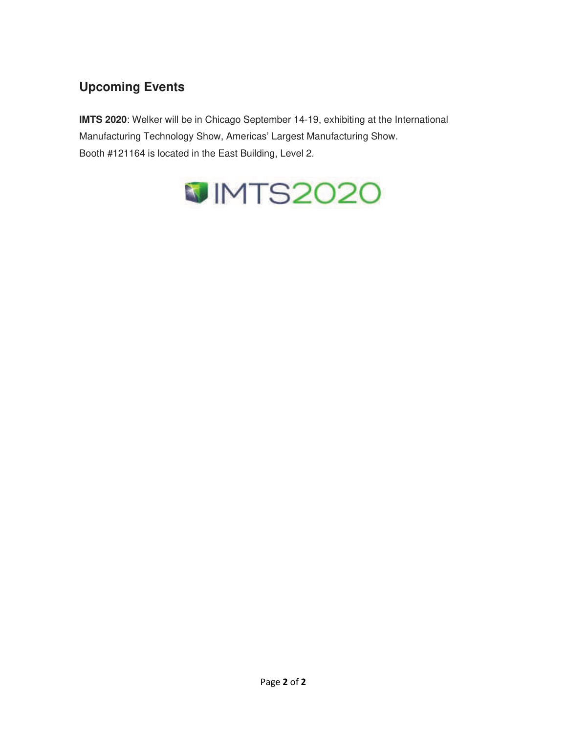## Upcoming Events

**IMTS 2020**: Welker will be in Chicago September 14-19, exhibiting at the International Manufacturing Technology Show, Americas' Largest Manufacturing Show.
Booth #121164 is located in the East Building, Level 2.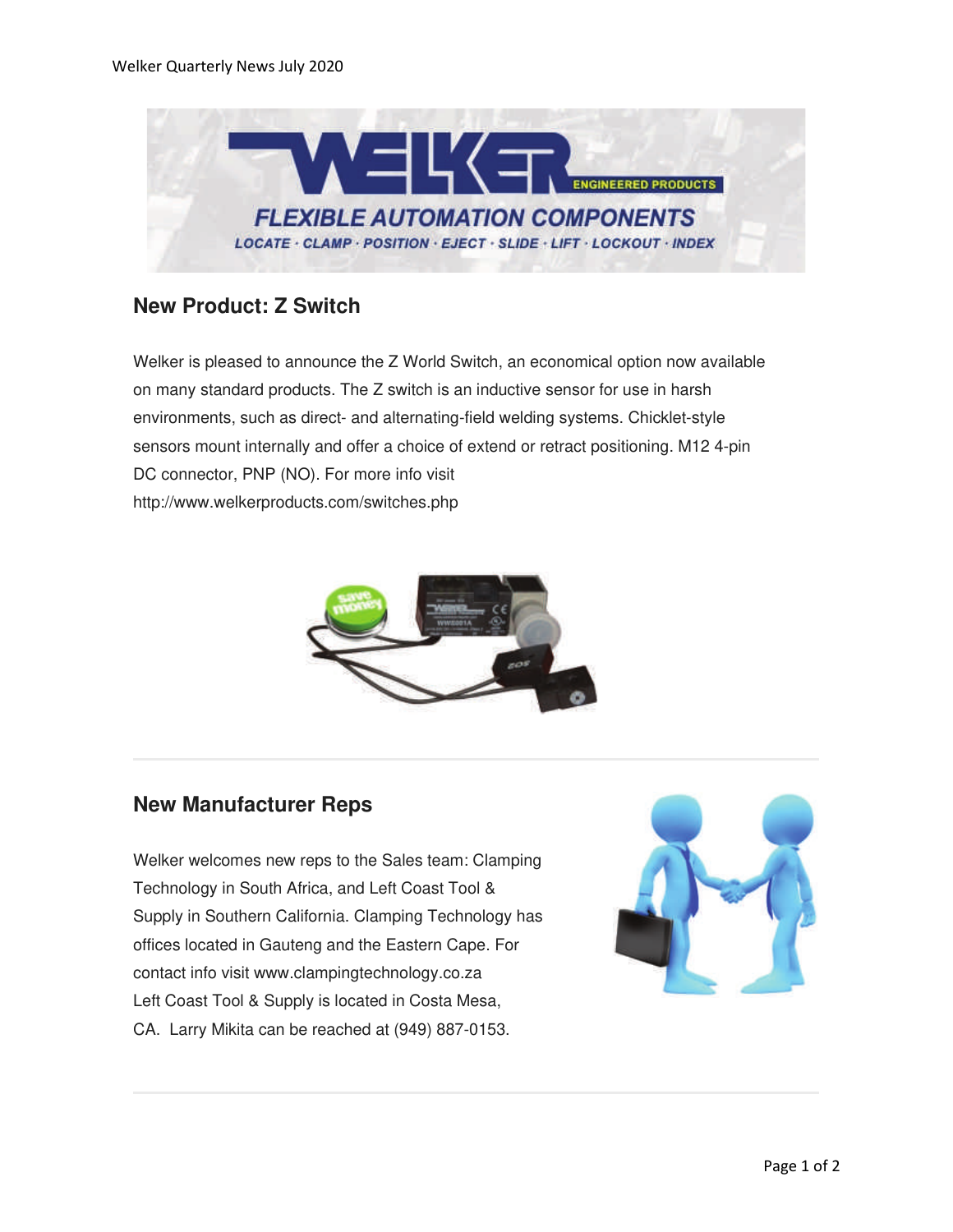## New Product: Z Switch

Welker is pleased to announce the Z World Switch, an economical option now available on many standard products. The Z switch is an inductive sensor for use in harsh environments, such as direct- and alternating-field welding systems. Chicklet-style sensors mount internally and offer a choice of extend or retract positioning. M12 4-pin DC connector, PNP (NO). For more info visit http://www.welkerproducts.com/switches.php

---

## New Manufacturer Reps

Welker welcomes new reps to the Sales team: Clamping Technology in South Africa, and Left Coast Tool & Supply in Southern California. Clamping Technology has offices located in Gauteng and the Eastern Cape. For contact info visit www.clampingtechnology.co.za
Left Coast Tool & Supply is located in Costa Mesa, CA. Larry Mikita can be reached at (949) 887-0153.

---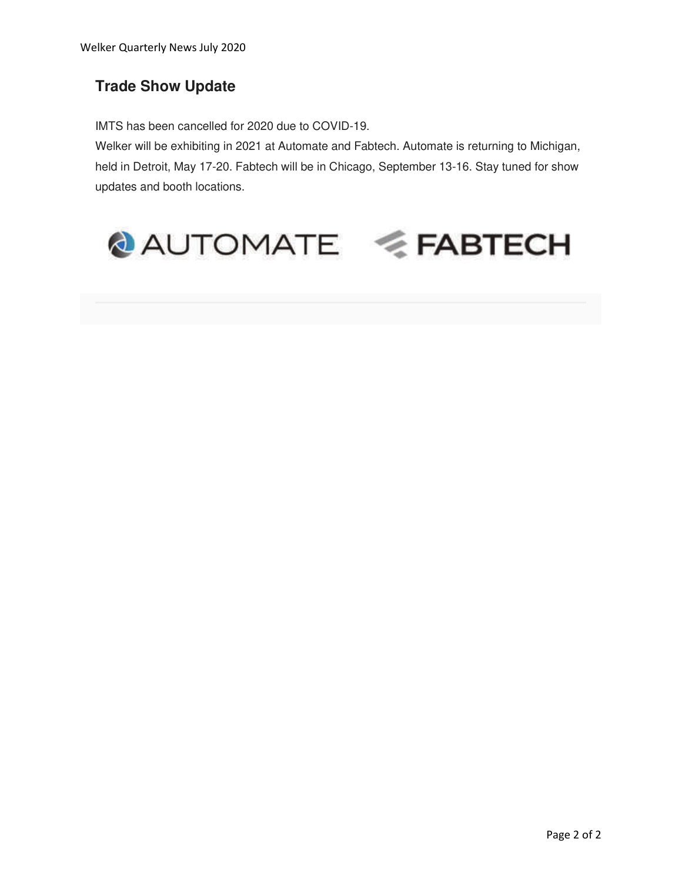## Trade Show Update

IMTS has been cancelled for 2020 due to COVID-19.
Welker will be exhibiting in 2021 at Automate and Fabtech. Automate is returning to Michigan, held in Detroit, May 17-20. Fabtech will be in Chicago, September 13-16. Stay tuned for show updates and booth locations.

AUTOMATE FABTECH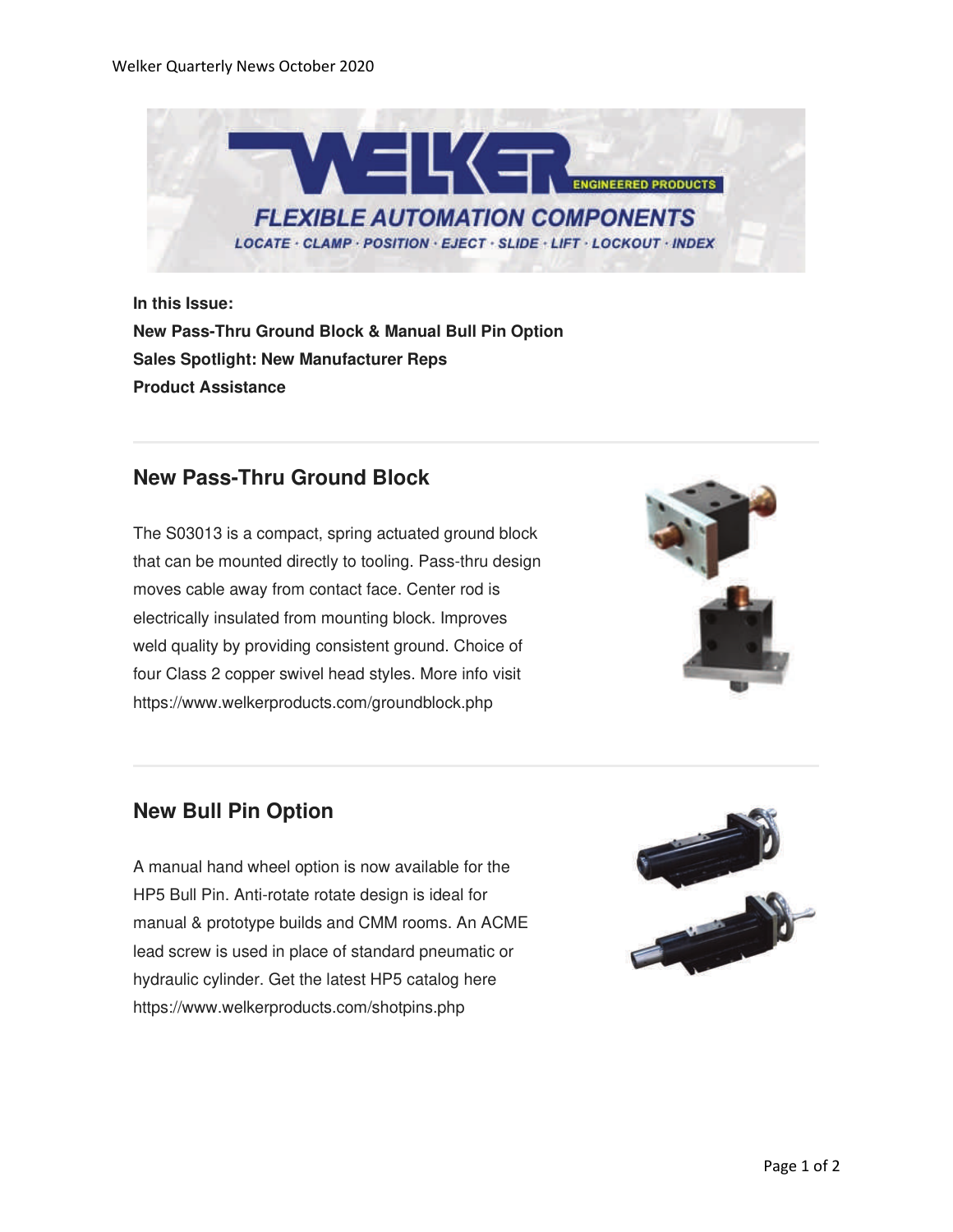Welker Quarterly News October 2020

WELKER ENGINEERED PRODUCTS

FLEXIBLE AUTOMATION COMPONENTS

LOCATE · CLAMP · POSITION · EJECT · SLIDE · LIFT · LOCKOUT · INDEX

**In this Issue:**
**New Pass-Thru Ground Block & Manual Bull Pin Option**
**Sales Spotlight: New Manufacturer Reps**
**Product Assistance**

---

## New Pass-Thru Ground Block

The S03013 is a compact, spring actuated ground block that can be mounted directly to tooling. Pass-thru design moves cable away from contact face. Center rod is electrically insulated from mounting block. Improves weld quality by providing consistent ground. Choice of four Class 2 copper swivel head styles. More info visit https://www.welkerproducts.com/groundblock.php

---

## New Bull Pin Option

A manual hand wheel option is now available for the HP5 Bull Pin. Anti-rotate rotate design is ideal for manual & prototype builds and CMM rooms. An ACME lead screw is used in place of standard pneumatic or hydraulic cylinder. Get the latest HP5 catalog here https://www.welkerproducts.com/shotpins.php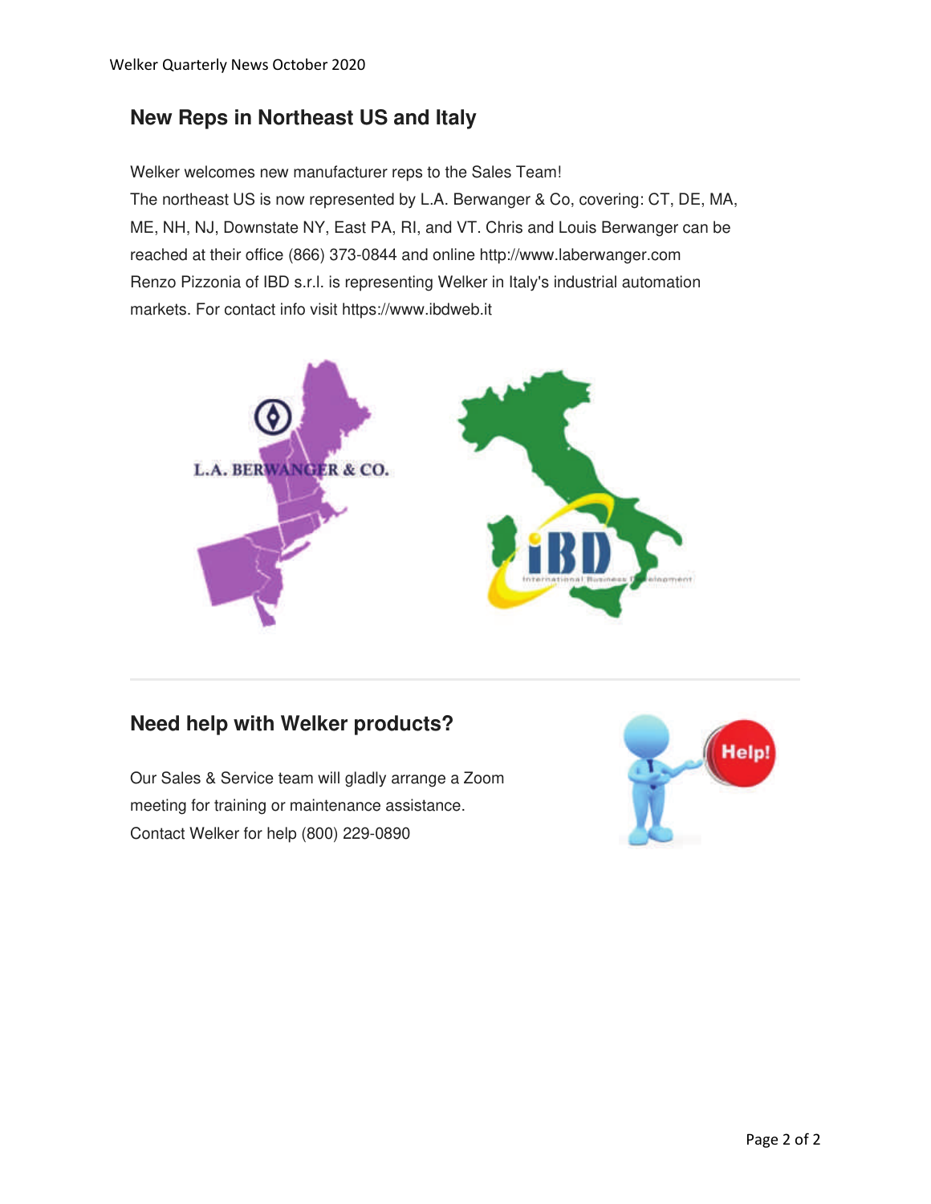## New Reps in Northeast US and Italy

Welker welcomes new manufacturer reps to the Sales Team!
The northeast US is now represented by L.A. Berwanger & Co, covering: CT, DE, MA, ME, NH, NJ, Downstate NY, East PA, RI, and VT. Chris and Louis Berwanger can be reached at their office (866) 373-0844 and online http://www.laberwanger.com
Renzo Pizzonia of IBD s.r.l. is representing Welker in Italy's industrial automation markets. For contact info visit https://www.ibdweb.it

---

## Need help with Welker products?

Our Sales & Service team will gladly arrange a Zoom meeting for training or maintenance assistance.
Contact Welker for help (800) 229-0890